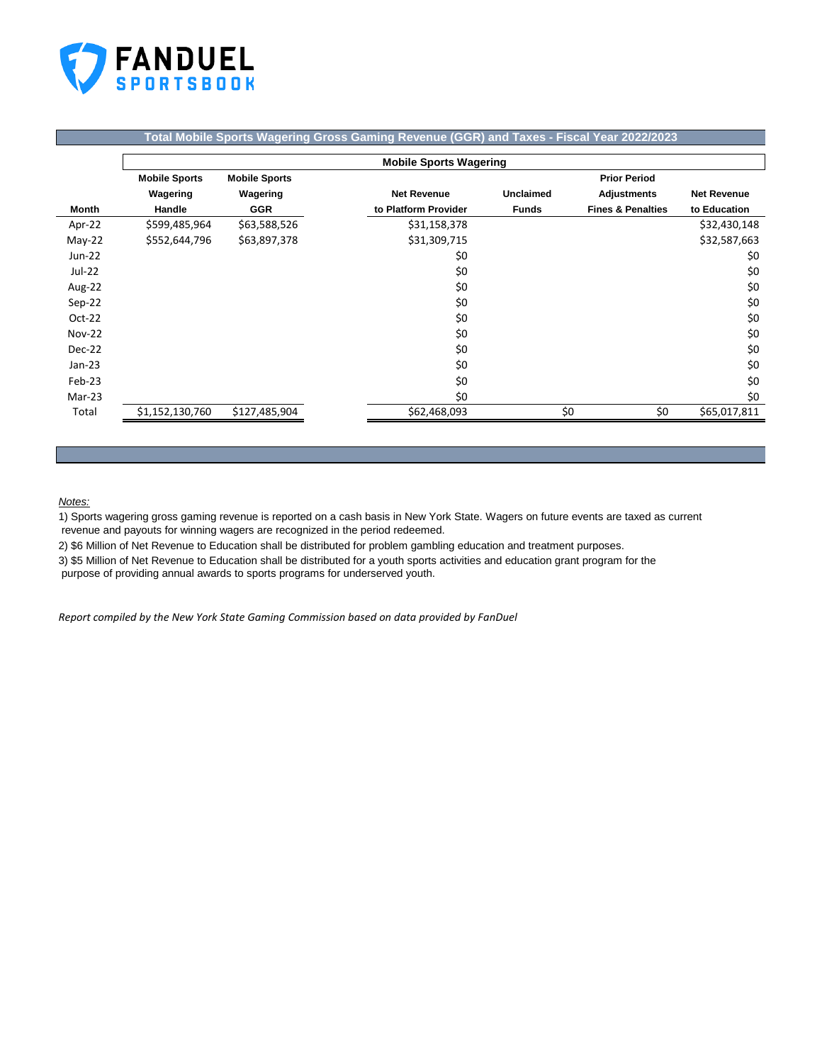FANDUEL SPORTSBOOK

## Total Mobile Sports Wagering Gross Gaming Revenue (GGR) and Taxes - Fiscal Year 2022/2023

| | Mobile Sports Wagering | | | | | |
|---|---|---|---|---|---|---|
| Month | Mobile Sports Wagering Handle | Mobile Sports Wagering GGR | Net Revenue to Platform Provider | Unclaimed Funds | Prior Period Adjustments Fines & Penalties | Net Revenue to Education |
| Apr-22 | $599,485,964 | $63,588,526 | $31,158,378 | | | $32,430,148 |
| May-22 | $552,644,796 | $63,897,378 | $31,309,715 | | | $32,587,663 |
| Jun-22 | | | $0 | | | $0 |
| Jul-22 | | | $0 | | | $0 |
| Aug-22 | | | $0 | | | $0 |
| Sep-22 | | | $0 | | | $0 |
| Oct-22 | | | $0 | | | $0 |
| Nov-22 | | | $0 | | | $0 |
| Dec-22 | | | $0 | | | $0 |
| Jan-23 | | | $0 | | | $0 |
| Feb-23 | | | $0 | | | $0 |
| Mar-23 | | | $0 | | | $0 |
| Total | $1,152,130,760 | $127,485,904 | $62,468,093 | $0 | $0 | $65,017,811 |

*Notes:*

1) Sports wagering gross gaming revenue is reported on a cash basis in New York State. Wagers on future events are taxed as current revenue and payouts for winning wagers are recognized in the period redeemed.

2) $6 Million of Net Revenue to Education shall be distributed for problem gambling education and treatment purposes.

3) $5 Million of Net Revenue to Education shall be distributed for a youth sports activities and education grant program for the purpose of providing annual awards to sports programs for underserved youth.

*Report compiled by the New York State Gaming Commission based on data provided by FanDuel*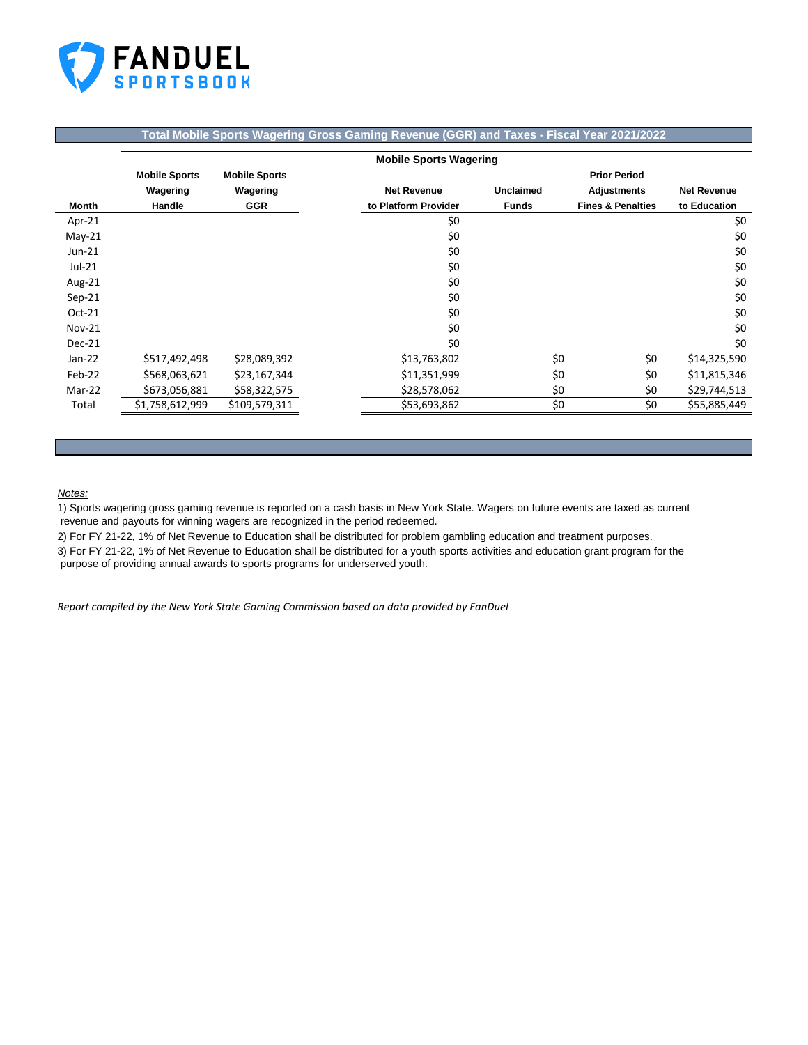FANDUEL SPORTSBOOK

## Total Mobile Sports Wagering Gross Gaming Revenue (GGR) and Taxes - Fiscal Year 2021/2022

| | Mobile Sports Wagering | | | | | |
|---|---|---|---|---|---|---|
| **Month** | **Mobile Sports Wagering Handle** | **Mobile Sports Wagering GGR** | **Net Revenue to Platform Provider** | **Unclaimed Funds** | **Prior Period Adjustments Fines & Penalties** | **Net Revenue to Education** |
| Apr-21 | | | $0 | | | $0 |
| May-21 | | | $0 | | | $0 |
| Jun-21 | | | $0 | | | $0 |
| Jul-21 | | | $0 | | | $0 |
| Aug-21 | | | $0 | | | $0 |
| Sep-21 | | | $0 | | | $0 |
| Oct-21 | | | $0 | | | $0 |
| Nov-21 | | | $0 | | | $0 |
| Dec-21 | | | $0 | | | $0 |
| Jan-22 | $517,492,498 | $28,089,392 | $13,763,802 | $0 | $0 | $14,325,590 |
| Feb-22 | $568,063,621 | $23,167,344 | $11,351,999 | $0 | $0 | $11,815,346 |
| Mar-22 | $673,056,881 | $58,322,575 | $28,578,062 | $0 | $0 | $29,744,513 |
| Total | $1,758,612,999 | $109,579,311 | $53,693,862 | $0 | $0 | $55,885,449 |

*Notes:*

1) Sports wagering gross gaming revenue is reported on a cash basis in New York State. Wagers on future events are taxed as current revenue and payouts for winning wagers are recognized in the period redeemed.

2) For FY 21-22, 1% of Net Revenue to Education shall be distributed for problem gambling education and treatment purposes.

3) For FY 21-22, 1% of Net Revenue to Education shall be distributed for a youth sports activities and education grant program for the purpose of providing annual awards to sports programs for underserved youth.

*Report compiled by the New York State Gaming Commission based on data provided by FanDuel*